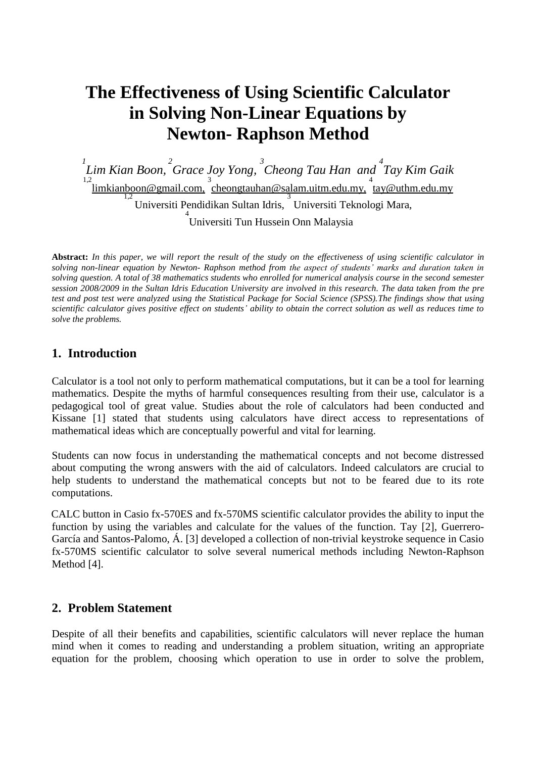# The Effectiveness of Using Scientific Calculator in Solving Non-Linear Equations by Newton- Raphson Method

[1]*Lim Kian Boon,* [2]*Grace Joy Yong,* [3]*Cheong Tau Han and* [4]*Tay Kim Gaik*

[1,2]limkianboon@gmail.com, [3]cheongtauhan@salam.uitm.edu.my, [4]tay@uthm.edu.my

[1,2]Universiti Pendidikan Sultan Idris, [3]Universiti Teknologi Mara,

[4]Universiti Tun Hussein Onn Malaysia

**Abstract:** *In this paper, we will report the result of the study on the effectiveness of using scientific calculator in solving non-linear equation by Newton- Raphson method from the aspect of students' marks and duration taken in solving question. A total of 38 mathematics students who enrolled for numerical analysis course in the second semester session 2008/2009 in the Sultan Idris Education University are involved in this research. The data taken from the pre test and post test were analyzed using the Statistical Package for Social Science (SPSS).The findings show that using scientific calculator gives positive effect on students' ability to obtain the correct solution as well as reduces time to solve the problems.*

## 1. Introduction

Calculator is a tool not only to perform mathematical computations, but it can be a tool for learning mathematics. Despite the myths of harmful consequences resulting from their use, calculator is a pedagogical tool of great value. Studies about the role of calculators had been conducted and Kissane [1] stated that students using calculators have direct access to representations of mathematical ideas which are conceptually powerful and vital for learning.

Students can now focus in understanding the mathematical concepts and not become distressed about computing the wrong answers with the aid of calculators. Indeed calculators are crucial to help students to understand the mathematical concepts but not to be feared due to its rote computations.

CALC button in Casio fx-570ES and fx-570MS scientific calculator provides the ability to input the function by using the variables and calculate for the values of the function. Tay [2], Guerrero-García and Santos-Palomo, Á. [3] developed a collection of non-trivial keystroke sequence in Casio fx-570MS scientific calculator to solve several numerical methods including Newton-Raphson Method [4].

## 2. Problem Statement

Despite of all their benefits and capabilities, scientific calculators will never replace the human mind when it comes to reading and understanding a problem situation, writing an appropriate equation for the problem, choosing which operation to use in order to solve the problem,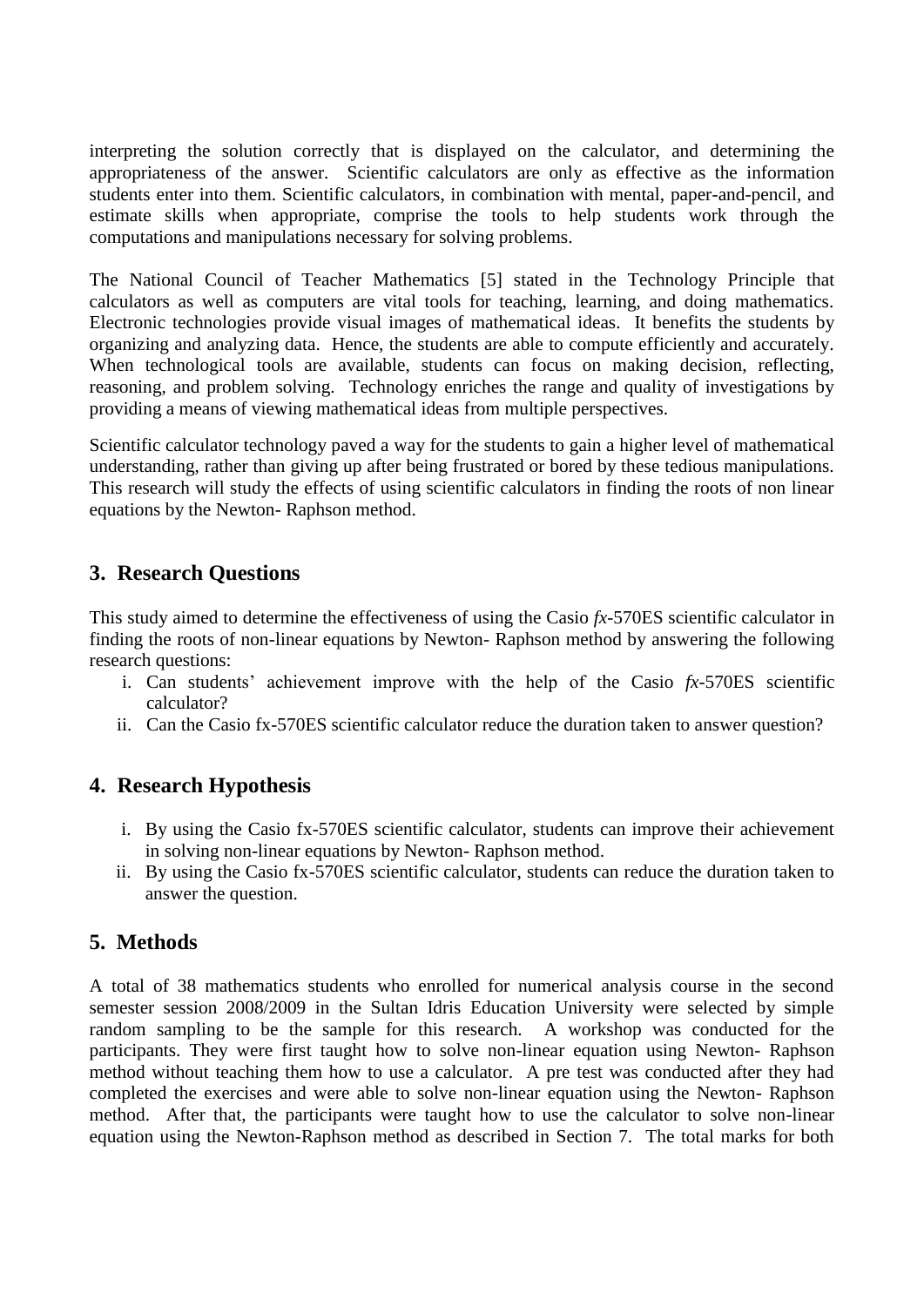interpreting the solution correctly that is displayed on the calculator, and determining the appropriateness of the answer. Scientific calculators are only as effective as the information students enter into them. Scientific calculators, in combination with mental, paper-and-pencil, and estimate skills when appropriate, comprise the tools to help students work through the computations and manipulations necessary for solving problems.

The National Council of Teacher Mathematics [5] stated in the Technology Principle that calculators as well as computers are vital tools for teaching, learning, and doing mathematics. Electronic technologies provide visual images of mathematical ideas. It benefits the students by organizing and analyzing data. Hence, the students are able to compute efficiently and accurately. When technological tools are available, students can focus on making decision, reflecting, reasoning, and problem solving. Technology enriches the range and quality of investigations by providing a means of viewing mathematical ideas from multiple perspectives.

Scientific calculator technology paved a way for the students to gain a higher level of mathematical understanding, rather than giving up after being frustrated or bored by these tedious manipulations. This research will study the effects of using scientific calculators in finding the roots of non linear equations by the Newton- Raphson method.

## 3. Research Questions

This study aimed to determine the effectiveness of using the Casio *fx*-570ES scientific calculator in finding the roots of non-linear equations by Newton- Raphson method by answering the following research questions:

i. Can students' achievement improve with the help of the Casio *fx*-570ES scientific calculator?
ii. Can the Casio fx-570ES scientific calculator reduce the duration taken to answer question?

## 4. Research Hypothesis

i. By using the Casio fx-570ES scientific calculator, students can improve their achievement in solving non-linear equations by Newton- Raphson method.
ii. By using the Casio fx-570ES scientific calculator, students can reduce the duration taken to answer the question.

## 5. Methods

A total of 38 mathematics students who enrolled for numerical analysis course in the second semester session 2008/2009 in the Sultan Idris Education University were selected by simple random sampling to be the sample for this research. A workshop was conducted for the participants. They were first taught how to solve non-linear equation using Newton- Raphson method without teaching them how to use a calculator. A pre test was conducted after they had completed the exercises and were able to solve non-linear equation using the Newton- Raphson method. After that, the participants were taught how to use the calculator to solve non-linear equation using the Newton-Raphson method as described in Section 7. The total marks for both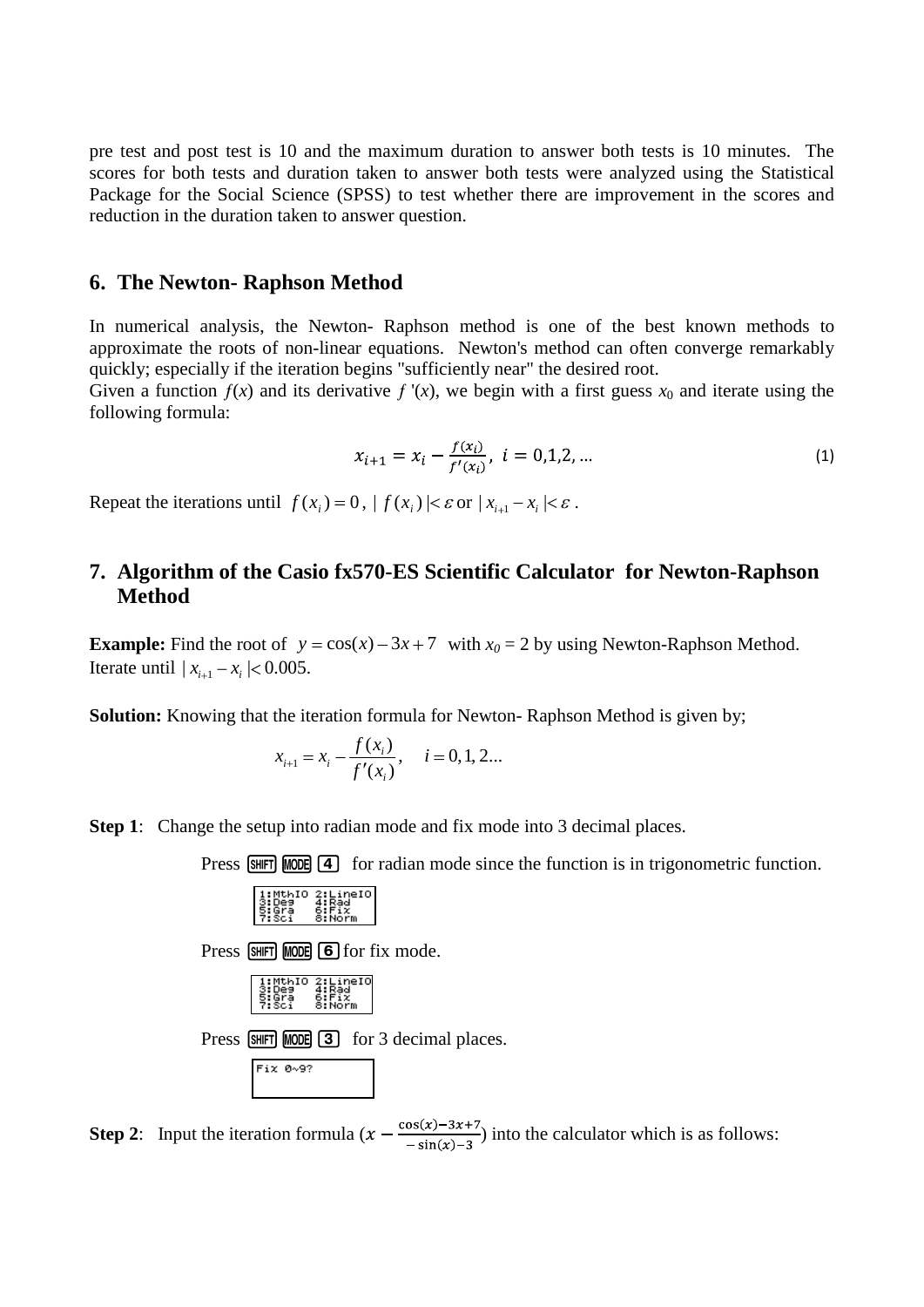pre test and post test is 10 and the maximum duration to answer both tests is 10 minutes. The scores for both tests and duration taken to answer both tests were analyzed using the Statistical Package for the Social Science (SPSS) to test whether there are improvement in the scores and reduction in the duration taken to answer question.

## 6. The Newton- Raphson Method

In numerical analysis, the Newton- Raphson method is one of the best known methods to approximate the roots of non-linear equations. Newton's method can often converge remarkably quickly; especially if the iteration begins "sufficiently near" the desired root.
Given a function $f(x)$ and its derivative $f'(x)$, we begin with a first guess $x_0$ and iterate using the following formula:

$$x_{i+1} = x_i - \frac{f(x_i)}{f'(x_i)}, \ i = 0,1,2,... \quad (1)$$

Repeat the iterations until $f(x_i) = 0$, $|f(x_i)| < \varepsilon$ or $|x_{i+1} - x_i| < \varepsilon$ .

## 7. Algorithm of the Casio fx570-ES Scientific Calculator for Newton-Raphson Method

**Example:** Find the root of $y = \cos(x) - 3x + 7$ with $x_0 = 2$ by using Newton-Raphson Method. Iterate until $|x_{i+1} - x_i| < 0.005$.

**Solution:** Knowing that the iteration formula for Newton- Raphson Method is given by;

$$x_{i+1} = x_i - \frac{f(x_i)}{f'(x_i)}, \quad i = 0,1,2...$$

**Step 1**: Change the setup into radian mode and fix mode into 3 decimal places.

Press SHIFT MODE 4 for radian mode since the function is in trigonometric function.

```
1:MthIO 2:LineIO
3:Deg   4:Rad
5:Gra   6:Fix
7:Sci   8:Norm
```

Press SHIFT MODE 6 for fix mode.

```
1:MthIO 2:LineIO
3:Deg   4:Rad
5:Gra   6:Fix
7:Sci   8:Norm
```

Press SHIFT MODE 3 for 3 decimal places.

```
Fix 0~9?
```

**Step 2**: Input the iteration formula ($x - \frac{\cos(x) - 3x + 7}{-\sin(x) - 3}$) into the calculator which is as follows: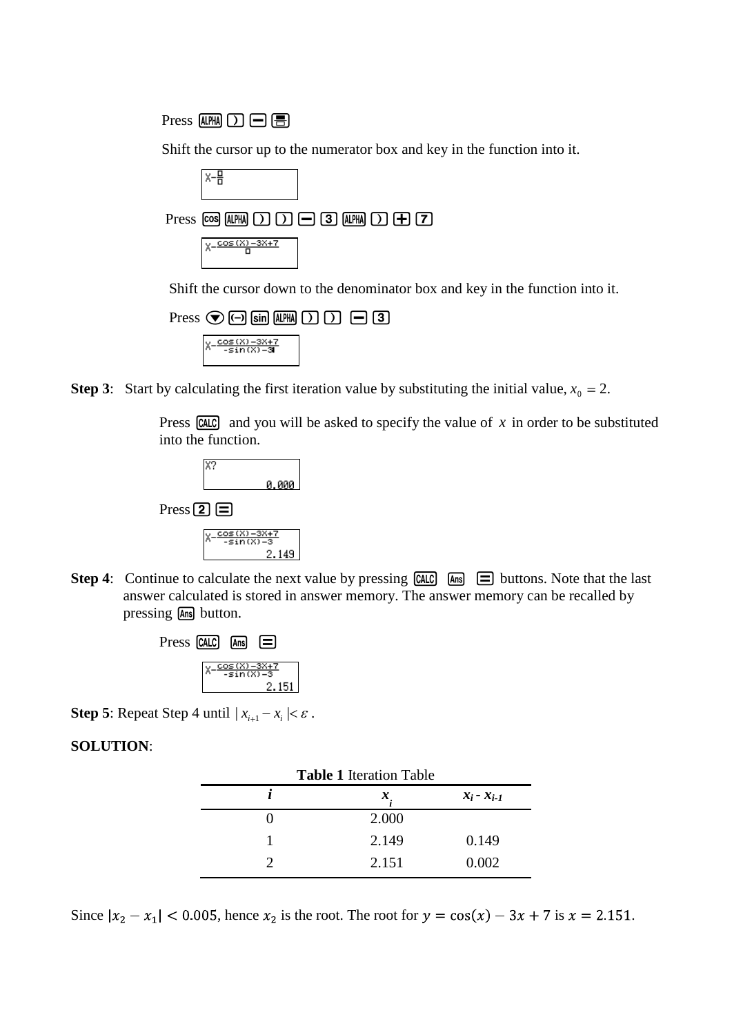Press ALPHA ) − ▭

Shift the cursor up to the numerator box and key in the function into it.

```
X−□/□
```

Press cos ALPHA ) ) − 3 ALPHA ) + 7

```
X−(cos(X)−3X+7)/□
```

Shift the cursor down to the denominator box and key in the function into it.

Press ▼ (−) sin ALPHA ) ) − 3

```
X−(cos(X)−3X+7)/(−sin(X)−3)
```

**Step 3**: Start by calculating the first iteration value by substituting the initial value, $x_0 = 2$.

Press CALC and you will be asked to specify the value of $x$ in order to be substituted into the function.

```
X?
0.000
```

Press 2 =

```
X−(cos(X)−3X+7)/(−sin(X)−3)
2.149
```

**Step 4**: Continue to calculate the next value by pressing CALC Ans = buttons. Note that the last answer calculated is stored in answer memory. The answer memory can be recalled by pressing Ans button.

Press CALC Ans =

```
X−(cos(X)−3X+7)/(−sin(X)−3)
2.151
```

**Step 5**: Repeat Step 4 until $|x_{i+1} - x_i| < \varepsilon$.

**SOLUTION**:

**Table 1** Iteration Table

| $i$ | $x_i$ | $x_i - x_{i-1}$ |
|---|---|---|
| 0 | 2.000 | |
| 1 | 2.149 | 0.149 |
| 2 | 2.151 | 0.002 |

Since $|x_2 - x_1| < 0.005$, hence $x_2$ is the root. The root for $y = \cos(x) - 3x + 7$ is $x = 2.151$.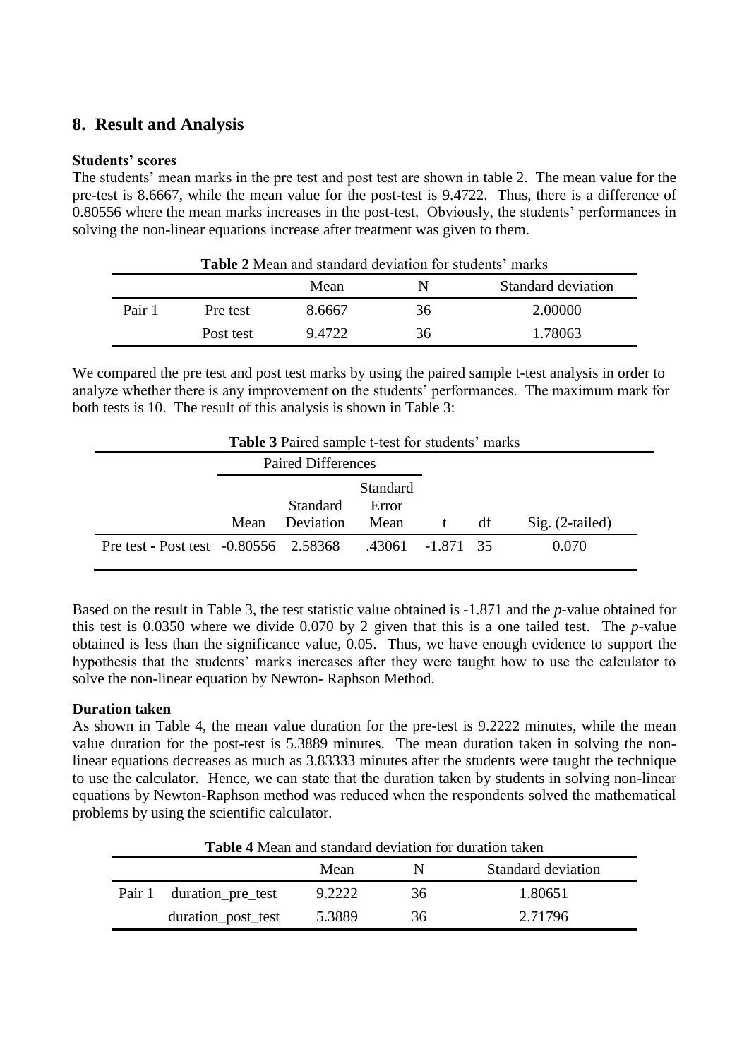## 8. Result and Analysis

**Students' scores**

The students' mean marks in the pre test and post test are shown in table 2. The mean value for the pre-test is 8.6667, while the mean value for the post-test is 9.4722. Thus, there is a difference of 0.80556 where the mean marks increases in the post-test. Obviously, the students' performances in solving the non-linear equations increase after treatment was given to them.

**Table 2** Mean and standard deviation for students' marks

| | | Mean | N | Standard deviation |
|---|---|---|---|---|
| Pair 1 | Pre test | 8.6667 | 36 | 2.00000 |
| | Post test | 9.4722 | 36 | 1.78063 |

We compared the pre test and post test marks by using the paired sample t-test analysis in order to analyze whether there is any improvement on the students' performances. The maximum mark for both tests is 10. The result of this analysis is shown in Table 3:

**Table 3** Paired sample t-test for students' marks

| | Paired Differences | | | | | |
|---|---|---|---|---|---|---|
| | Mean | Standard Deviation | Standard Error Mean | t | df | Sig. (2-tailed) |
| Pre test - Post test | -0.80556 | 2.58368 | .43061 | -1.871 | 35 | 0.070 |

Based on the result in Table 3, the test statistic value obtained is -1.871 and the *p*-value obtained for this test is 0.0350 where we divide 0.070 by 2 given that this is a one tailed test. The *p*-value obtained is less than the significance value, 0.05. Thus, we have enough evidence to support the hypothesis that the students' marks increases after they were taught how to use the calculator to solve the non-linear equation by Newton- Raphson Method.

**Duration taken**

As shown in Table 4, the mean value duration for the pre-test is 9.2222 minutes, while the mean value duration for the post-test is 5.3889 minutes. The mean duration taken in solving the non-linear equations decreases as much as 3.83333 minutes after the students were taught the technique to use the calculator. Hence, we can state that the duration taken by students in solving non-linear equations by Newton-Raphson method was reduced when the respondents solved the mathematical problems by using the scientific calculator.

**Table 4** Mean and standard deviation for duration taken

| | | Mean | N | Standard deviation |
|---|---|---|---|---|
| Pair 1 | duration_pre_test | 9.2222 | 36 | 1.80651 |
| | duration_post_test | 5.3889 | 36 | 2.71796 |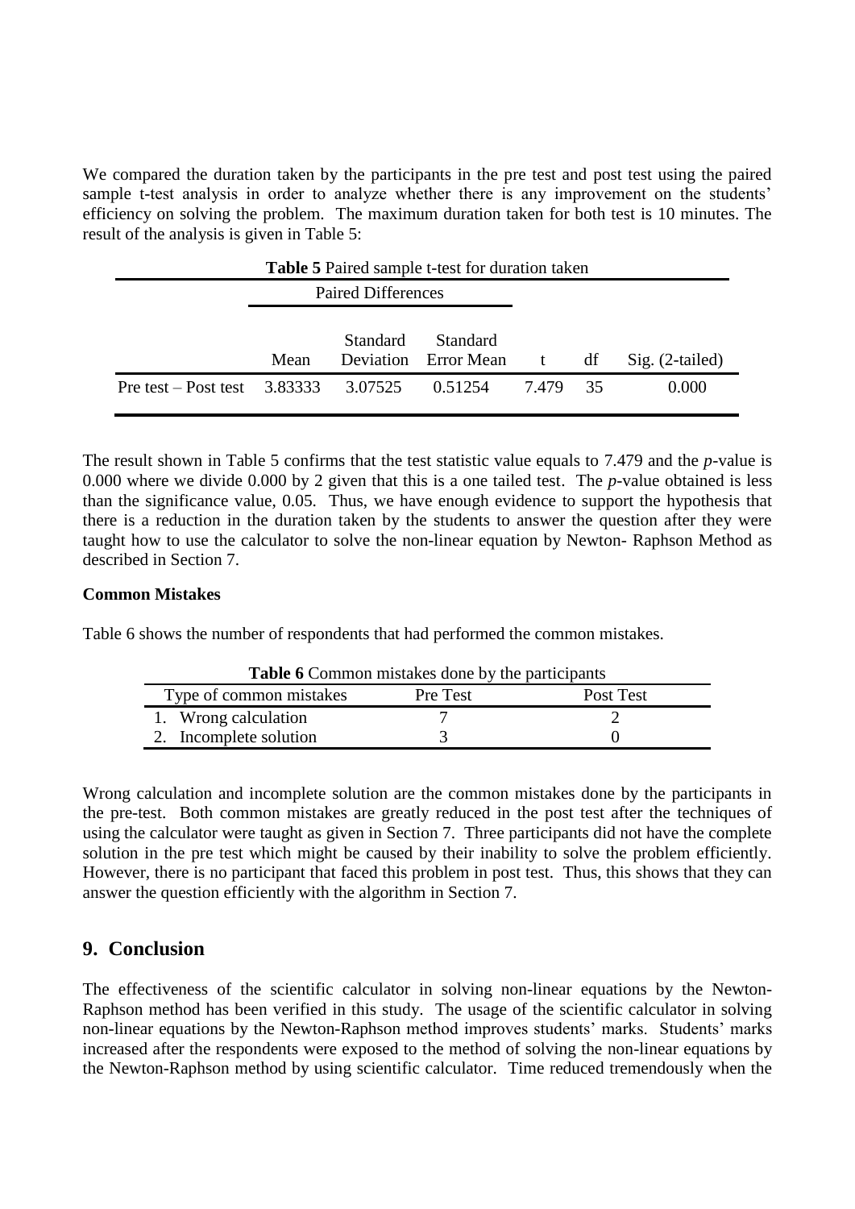We compared the duration taken by the participants in the pre test and post test using the paired sample t-test analysis in order to analyze whether there is any improvement on the students' efficiency on solving the problem. The maximum duration taken for both test is 10 minutes. The result of the analysis is given in Table 5:

**Table 5** Paired sample t-test for duration taken

| | Paired Differences | | | | | |
|---|---|---|---|---|---|---|
| | Mean | Standard Deviation | Standard Error Mean | t | df | Sig. (2-tailed) |
| Pre test – Post test | 3.83333 | 3.07525 | 0.51254 | 7.479 | 35 | 0.000 |

The result shown in Table 5 confirms that the test statistic value equals to 7.479 and the *p*-value is 0.000 where we divide 0.000 by 2 given that this is a one tailed test. The *p*-value obtained is less than the significance value, 0.05. Thus, we have enough evidence to support the hypothesis that there is a reduction in the duration taken by the students to answer the question after they were taught how to use the calculator to solve the non-linear equation by Newton- Raphson Method as described in Section 7.

**Common Mistakes**

Table 6 shows the number of respondents that had performed the common mistakes.

**Table 6** Common mistakes done by the participants

| Type of common mistakes | Pre Test | Post Test |
|---|---|---|
| 1. Wrong calculation | 7 | 2 |
| 2. Incomplete solution | 3 | 0 |

Wrong calculation and incomplete solution are the common mistakes done by the participants in the pre-test. Both common mistakes are greatly reduced in the post test after the techniques of using the calculator were taught as given in Section 7. Three participants did not have the complete solution in the pre test which might be caused by their inability to solve the problem efficiently. However, there is no participant that faced this problem in post test. Thus, this shows that they can answer the question efficiently with the algorithm in Section 7.

## 9. Conclusion

The effectiveness of the scientific calculator in solving non-linear equations by the Newton-Raphson method has been verified in this study. The usage of the scientific calculator in solving non-linear equations by the Newton-Raphson method improves students' marks. Students' marks increased after the respondents were exposed to the method of solving the non-linear equations by the Newton-Raphson method by using scientific calculator. Time reduced tremendously when the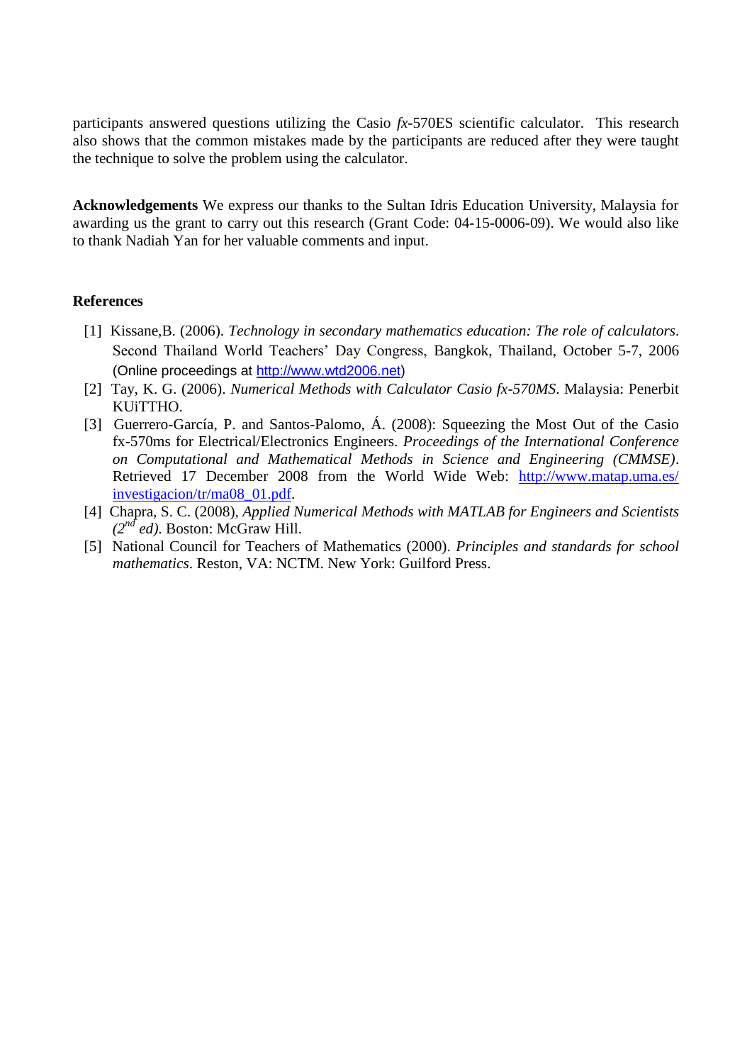participants answered questions utilizing the Casio *fx*-570ES scientific calculator. This research also shows that the common mistakes made by the participants are reduced after they were taught the technique to solve the problem using the calculator.

**Acknowledgements** We express our thanks to the Sultan Idris Education University, Malaysia for awarding us the grant to carry out this research (Grant Code: 04-15-0006-09). We would also like to thank Nadiah Yan for her valuable comments and input.

## References

[1] Kissane,B. (2006). *Technology in secondary mathematics education: The role of calculators*. Second Thailand World Teachers' Day Congress, Bangkok, Thailand, October 5-7, 2006 (Online proceedings at http://www.wtd2006.net)

[2] Tay, K. G. (2006). *Numerical Methods with Calculator Casio fx-570MS*. Malaysia: Penerbit KUiTTHO.

[3] Guerrero-García, P. and Santos-Palomo, Á. (2008): Squeezing the Most Out of the Casio fx-570ms for Electrical/Electronics Engineers. *Proceedings of the International Conference on Computational and Mathematical Methods in Science and Engineering (CMMSE)*. Retrieved 17 December 2008 from the World Wide Web: http://www.matap.uma.es/investigacion/tr/ma08_01.pdf.

[4] Chapra, S. C. (2008), *Applied Numerical Methods with MATLAB for Engineers and Scientists (2nd ed)*. Boston: McGraw Hill.

[5] National Council for Teachers of Mathematics (2000). *Principles and standards for school mathematics*. Reston, VA: NCTM. New York: Guilford Press.